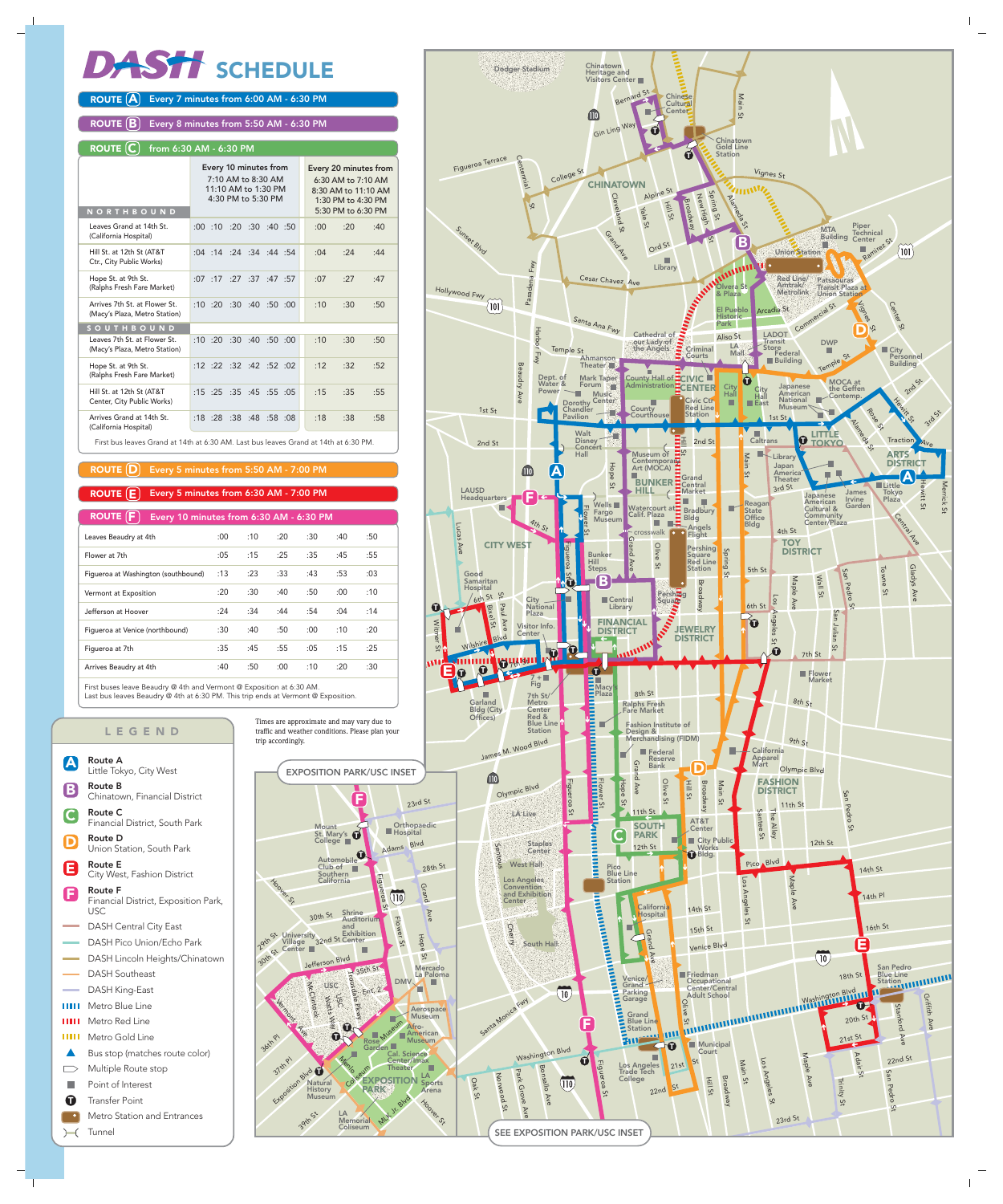# DASH SCHEDULE

**ROUTE A** Every 7 minutes from 6:00 AM - 6:30 PM

**ROUTE B** Every 8 minutes from 5:50 AM - 6:30 PM

**ROUTE C** from 6:30 AM - 6:30 PM

| NORTHBOUND | Every 10 minutes from 7:10 AM to 8:30 AM, 11:10 AM to 1:30 PM, 4:30 PM to 5:30 PM | | | | | | Every 20 minutes from 6:30 AM to 7:10 AM, 8:30 AM to 11:10 AM, 1:30 PM to 4:30 PM, 5:30 PM to 6:30 PM | | |
|---|---|---|---|---|---|---|---|---|---|
| Leaves Grand at 14th St. (California Hospital) | :00 | :10 | :20 | :30 | :40 | :50 | :00 | :20 | :40 |
| Hill St. at 12th St (AT&T Ctr., City Public Works) | :04 | :14 | :24 | :34 | :44 | :54 | :04 | :24 | :44 |
| Hope St. at 9th St. (Ralphs Fresh Fare Market) | :07 | :17 | :27 | :37 | :47 | :57 | :07 | :27 | :47 |
| Arrives 7th St. at Flower St. (Macy's Plaza, Metro Station) | :10 | :20 | :30 | :40 | :50 | :00 | :10 | :30 | :50 |
| **SOUTHBOUND** | | | | | | | | | |
| Leaves 7th St. at Flower St. (Macy's Plaza, Metro Station) | :10 | :20 | :30 | :40 | :50 | :00 | :10 | :30 | :50 |
| Hope St. at 9th St. (Ralphs Fresh Fare Market) | :12 | :22 | :32 | :42 | :52 | :02 | :12 | :32 | :52 |
| Hill St. at 12th St (AT&T Center, City Public Works) | :15 | :25 | :35 | :45 | :55 | :05 | :15 | :35 | :55 |
| Arrives Grand at 14th St. (California Hospital) | :18 | :28 | :38 | :48 | :58 | :08 | :18 | :38 | :58 |

First bus leaves Grand at 14th at 6:30 AM. Last bus leaves Grand at 14th at 6:30 PM.

**ROUTE D** Every 5 minutes from 5:50 AM - 7:00 PM

**ROUTE E** Every 5 minutes from 6:30 AM - 7:00 PM

**ROUTE F** Every 10 minutes from 6:30 AM - 6:30 PM

| Stop | | | | | | |
|---|---|---|---|---|---|---|
| Leaves Beaudry at 4th | :00 | :10 | :20 | :30 | :40 | :50 |
| Flower at 7th | :05 | :15 | :25 | :35 | :45 | :55 |
| Figueroa at Washington (southbound) | :13 | :23 | :33 | :43 | :53 | :03 |
| Vermont at Exposition | :20 | :30 | :40 | :50 | :00 | :10 |
| Jefferson at Hoover | :24 | :34 | :44 | :54 | :04 | :14 |
| Figueroa at Venice (northbound) | :30 | :40 | :50 | :00 | :10 | :20 |
| Figueroa at 7th | :35 | :45 | :55 | :05 | :15 | :25 |
| Arrives Beaudry at 4th | :40 | :50 | :00 | :10 | :20 | :30 |

First buses leave Beaudry @ 4th and Vermont @ Exposition at 6:30 AM.
Last bus leaves Beaudry @ 4th at 6:30 PM. This trip ends at Vermont @ Exposition.

Times are approximate and may vary due to traffic and weather conditions. Please plan your trip accordingly.

## LEGEND

- **A** Route A – Little Tokyo, City West
- **B** Route B – Chinatown, Financial District
- **C** Route C – Financial District, South Park
- **D** Route D – Union Station, South Park
- **E** Route E – City West, Fashion District
- **F** Route F – Financial District, Exposition Park, USC
- DASH Central City East
- DASH Pico Union/Echo Park
- DASH Lincoln Heights/Chinatown
- DASH Southeast
- DASH King-East
- Metro Blue Line
- Metro Red Line
- Metro Gold Line
- Bus stop (matches route color)
- Multiple Route stop
- Point of Interest
- Transfer Point
- Metro Station and Entrances
- Tunnel

EXPOSITION PARK/USC INSET

SEE EXPOSITION PARK/USC INSET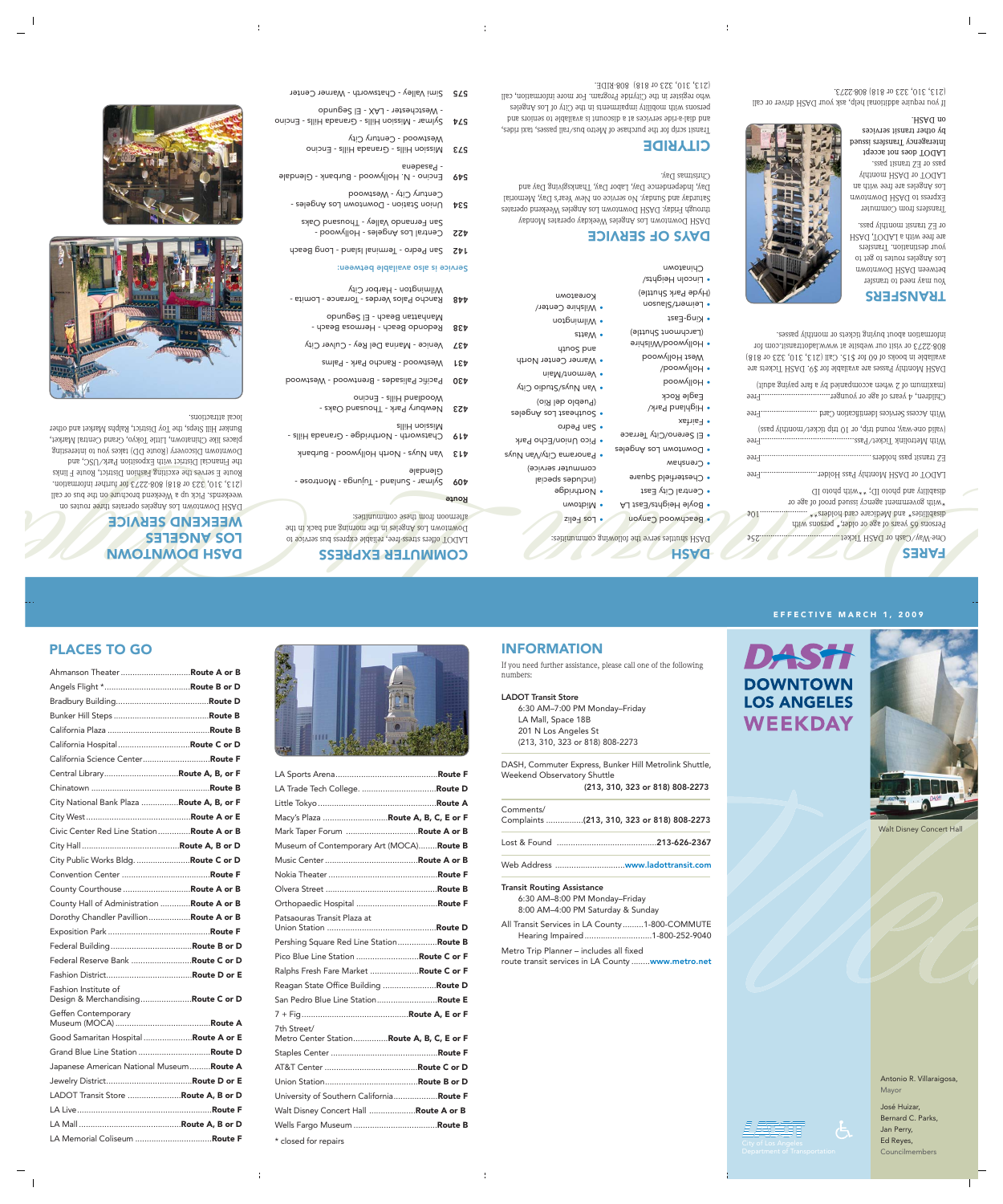## FARES

One-Way/Cash or DASH Ticket ........ 25¢

Persons 65 years of age or older,* persons with disabilities** and Medicare card holders ........ 10¢

*valid government agency issued proof of age or disability card photo ID; **with photo ID

LADOT or DASH Pass Holder ........ Free

EZ transit pass holders ........ Free

With Metrolink Ticket/Pass ........ Free
(valid one-way, round trip, or 10 trip ticket/monthly pass)

With Access Services Identification Card ........ Free

Children, 4 years of age or younger ........ Free
(maximum of 2 when accompanied by a fare paying adult)

DASH Monthly Passes are available for $9. DASH Tickets are available in books of 60 for $15. Call (213, 310, 323 or 818) 808-2273 or visit our website at www.ladottransit.com for information about buying tickets or monthly passes.

## TRANSFERS

You may need to transfer between DASH Downtown Los Angeles routes to get to your destination. Transfers are free with a LADOT, DASH or EZ transit monthly pass.

Transfers from Commuter Express to DASH Downtown Los Angeles are free with an LADOT or DASH monthly pass or EZ transit pass.

LADOT does not accept Interagency Transfers issued by other transit services on DASH.

If you require additional help, ask your DASH driver or call (213, 310, 323 or 818) 808-2273.

## DASH

DASH shuttles serve the following communities:

- Beachwood Canyon
- Boyle Heights/East LA
- Central City East
- Chesterfield Square
- Crenshaw
- Downtown Los Angeles
- El Sereno/City Terrace
- Fairfax
- Highland Park/Eagle Rock
- Hollywood
- Hollywood/West Hollywood
- Hollywood/Wilshire (Larchmont Shuttle)
- King-East
- Leimert/Slauson (Hyde Park Shuttle)
- Lincoln Heights/Chinatown
- Los Feliz
- Midtown
- Northridge (includes special commuter service)
- Pico Union/Echo Park
- San Pedro
- Southeast Los Angeles (Pueblo del Rio)
- Van Nuys/Studio City
- Panorama City/Van Nuys
- Vermont/Main
- Warner Center North and South
- Watts
- Wilmington
- Wilshire Center/Koreatown

## DAYS OF SERVICE

DASH Downtown Los Angeles Weekday operates Monday through Friday. DASH Downtown Los Angeles Weekend operates Saturday and Sunday. No service on New Year's Day, Memorial Day, Independence Day, Labor Day, Thanksgiving Day and Christmas Day.

## CITYRIDE

Transit scrip for the purchase of Metro bus/rail passes, taxi rides, and dial-a-ride services at a discount is available to seniors and persons with mobility impairments in the City of Los Angeles who register in the Cityride Program. For more information, call (213, 310, 323 or 818) 808-RIDE.

## COMMUTER EXPRESS

LADOT offers stress-free, reliable express bus service to Downtown Los Angeles in the morning and back in the afternoon from these communities:

| Route | |
|---|---|
| 409 | Sylmar - Sunland - Tujunga - Montrose - Glendale |
| 413 | Van Nuys - North Hollywood - Burbank |
| 419 | Chatsworth - Northridge - Granada Hills - Mission Hills |
| 423 | Newbury Park - Thousand Oaks - Woodland Hills - Encino |
| 430 | Pacific Palisades - Brentwood - Westwood |
| 431 | Westwood - Rancho Park - Palms |
| 437 | Venice - Marina Del Rey - Culver City |
| 438 | Redondo Beach - Hermosa Beach - Manhattan Beach - El Segundo |
| 448 | Rancho Palos Verdes - Torrance - Lomita - Wilmington - Harbor City |

Service is also available between:

| | |
|---|---|
| 142 | San Pedro - Terminal Island - Long Beach |
| 422 | Central Los Angeles - Hollywood - San Fernando Valley - Thousand Oaks |
| 534 | Union Station - Downtown Los Angeles - Century City - Westwood |
| 549 | Encino - N. Hollywood - Burbank - Glendale - Pasadena |
| 573 | Mission Hills - Granada Hills - Encino - Westwood - Century City |
| 574 | Sylmar - Mission Hills - Granada Hills - Encino - Westchester - LAX - El Segundo |
| 575 | Simi Valley - Chatsworth - Warner Center |

## DASH DOWNTOWN LOS ANGELES WEEKEND SERVICE

DASH Downtown Los Angeles operates three routes on weekends. Pick up a Weekend brochure on the bus or call (213, 310, 323 or 818) 808-2273 for further information.

Route E serves the exciting Fashion District, Route F links the Financial District with Exposition Park/USC, and Downtown Discovery (Route DD) takes you to interesting places like Chinatown, Little Tokyo, Grand Central Market, Bunker Hill Steps, the Toy District, Ralphs Market and other local attractions.

## PLACES TO GO

| | |
|---|---|
| Ahmanson Theater | Route A or B |
| Angels Flight * | Route B or D |
| Bradbury Building | Route D |
| Bunker Hill Steps | Route B |
| California Plaza | Route B |
| California Hospital | Route C or D |
| California Science Center | Route F |
| Central Library | Route A, B, or F |
| Chinatown | Route B |
| City National Bank Plaza | Route A, B, or F |
| City West | Route A or E |
| Civic Center Red Line Station | Route A or B |
| City Hall | Route A, B or D |
| City Public Works Bldg. | Route C or D |
| Convention Center | Route F |
| County Courthouse | Route A or B |
| County Hall of Administration | Route A or B |
| Dorothy Chandler Pavillion | Route A or B |
| Exposition Park | Route F |
| Federal Building | Route B or D |
| Federal Reserve Bank | Route C or D |
| Fashion District | Route D or E |
| Fashion Institute of Design & Merchandising | Route C or D |
| Geffen Contemporary Museum (MOCA) | Route A |
| Good Samaritan Hospital | Route A or E |
| Grand Blue Line Station | Route D |
| Japanese American National Museum | Route A |
| Jewelry District | Route D or E |
| LADOT Transit Store | Route A, B or D |
| LA Live | Route F |
| LA Mall | Route A, B or D |
| LA Memorial Coliseum | Route F |
| LA Sports Arena | Route F |
| LA Trade Tech College | Route D |
| Little Tokyo | Route A |
| Macy's Plaza | Route A, B, C, E or F |
| Mark Taper Forum | Route A or B |
| Museum of Contemporary Art (MOCA) | Route B |
| Music Center | Route A or B |
| Nokia Theater | Route F |
| Olvera Street | Route B |
| Orthopaedic Hospital | Route F |
| Patsaouras Transit Plaza at Union Station | Route D |
| Pershing Square Red Line Station | Route B |
| Pico Blue Line Station | Route C or F |
| Ralphs Fresh Fare Market | Route C or F |
| Reagan State Office Building | Route D |
| San Pedro Blue Line Station | Route E |
| 7 + Fig | Route A, E or F |
| 7th Street/ Metro Center Station | Route A, B, C, E or F |
| Staples Center | Route F |
| AT&T Center | Route C or D |
| Union Station | Route B or D |
| University of Southern California | Route F |
| Walt Disney Concert Hall | Route A or B |
| Wells Fargo Museum | Route B |

* closed for repairs

## INFORMATION

If you need further assistance, please call one of the following numbers:

**LADOT Transit Store**
6:30 AM–7:00 PM Monday–Friday
LA Mall, Space 18B
201 N Los Angeles St
(213, 310, 323 or 818) 808-2273

DASH, Commuter Express, Bunker Hill Metrolink Shuttle, Weekend Observatory Shuttle
(213, 310, 323 or 818) 808-2273

Comments/ Complaints ................(213, 310, 323 or 818) 808-2273

Lost & Found ................213-626-2367

Web Address ................www.ladottransit.com

**Transit Routing Assistance**
6:30 AM–8:00 PM Monday–Friday
8:00 AM–4:00 PM Saturday & Sunday

All Transit Services in LA County.........1-800-COMMUTE
Hearing Impaired.........1-800-252-9040

Metro Trip Planner – includes all fixed route transit services in LA County ........www.metro.net

EFFECTIVE MARCH 1, 2009

# DASH DOWNTOWN LOS ANGELES WEEKDAY

Walt Disney Concert Hall

LADOT
City of Los Angeles
Department of Transportation

Antonio R. Villaraigosa,
Mayor

José Huizar,
Bernard C. Parks,
Jan Perry,
Ed Reyes,
Councilmembers